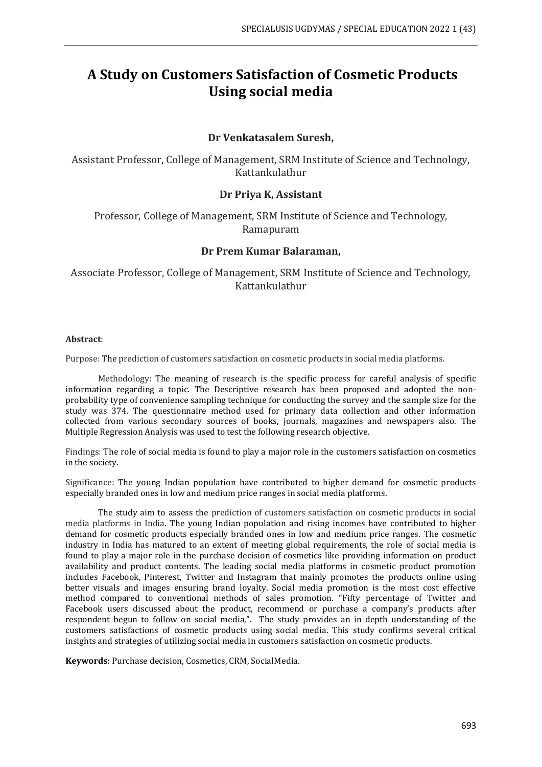# A Study on Customers Satisfaction of Cosmetic Products Using social media

**Dr Venkatasalem Suresh,**

Assistant Professor, College of Management, SRM Institute of Science and Technology, Kattankulathur

**Dr Priya K, Assistant**

Professor, College of Management, SRM Institute of Science and Technology, Ramapuram

**Dr Prem Kumar Balaraman,**

Associate Professor, College of Management, SRM Institute of Science and Technology, Kattankulathur

**Abstract**:

Purpose: The prediction of customers satisfaction on cosmetic products in social media platforms.

Methodology: The meaning of research is the specific process for careful analysis of specific information regarding a topic. The Descriptive research has been proposed and adopted the non-probability type of convenience sampling technique for conducting the survey and the sample size for the study was 374. The questionnaire method used for primary data collection and other information collected from various secondary sources of books, journals, magazines and newspapers also. The Multiple Regression Analysis was used to test the following research objective.

Findings: The role of social media is found to play a major role in the customers satisfaction on cosmetics in the society.

Significance: The young Indian population have contributed to higher demand for cosmetic products especially branded ones in low and medium price ranges in social media platforms.

The study aim to assess the prediction of customers satisfaction on cosmetic products in social media platforms in India. The young Indian population and rising incomes have contributed to higher demand for cosmetic products especially branded ones in low and medium price ranges. The cosmetic industry in India has matured to an extent of meeting global requirements, the role of social media is found to play a major role in the purchase decision of cosmetics like providing information on product availability and product contents. The leading social media platforms in cosmetic product promotion includes Facebook, Pinterest, Twitter and Instagram that mainly promotes the products online using better visuals and images ensuring brand loyalty. Social media promotion is the most cost effective method compared to conventional methods of sales promotion. "Fifty percentage of Twitter and Facebook users discussed about the product, recommend or purchase a company's products after respondent begun to follow on social media,". The study provides an in depth understanding of the customers satisfactions of cosmetic products using social media. This study confirms several critical insights and strategies of utilizing social media in customers satisfaction on cosmetic products.

**Keywords**: Purchase decision, Cosmetics, CRM, SocialMedia.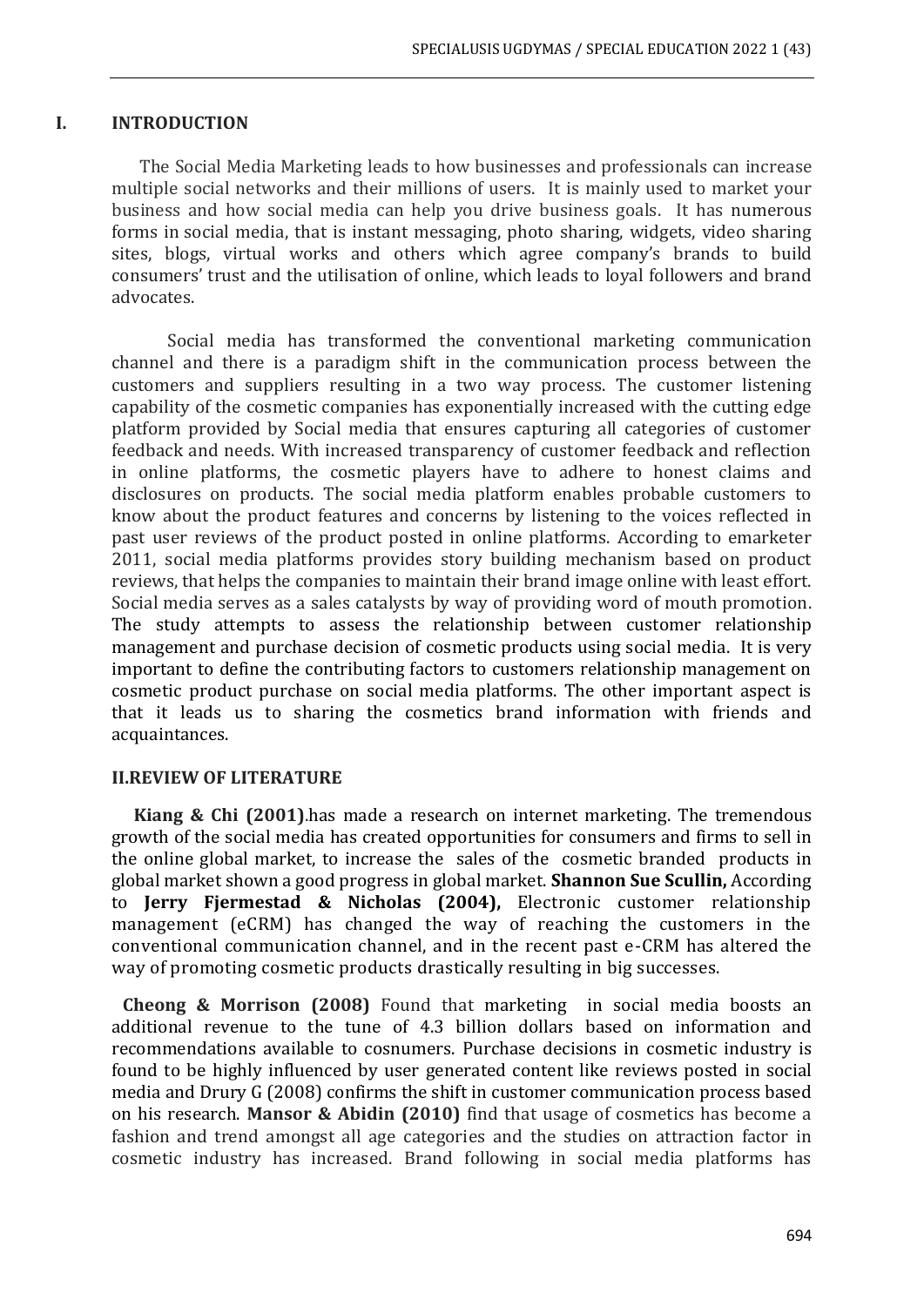## I. INTRODUCTION

The Social Media Marketing leads to how businesses and professionals can increase multiple social networks and their millions of users. It is mainly used to market your business and how social media can help you drive business goals. It has numerous forms in social media, that is instant messaging, photo sharing, widgets, video sharing sites, blogs, virtual works and others which agree company's brands to build consumers' trust and the utilisation of online, which leads to loyal followers and brand advocates.

Social media has transformed the conventional marketing communication channel and there is a paradigm shift in the communication process between the customers and suppliers resulting in a two way process. The customer listening capability of the cosmetic companies has exponentially increased with the cutting edge platform provided by Social media that ensures capturing all categories of customer feedback and needs. With increased transparency of customer feedback and reflection in online platforms, the cosmetic players have to adhere to honest claims and disclosures on products. The social media platform enables probable customers to know about the product features and concerns by listening to the voices reflected in past user reviews of the product posted in online platforms. According to emarketer 2011, social media platforms provides story building mechanism based on product reviews, that helps the companies to maintain their brand image online with least effort. Social media serves as a sales catalysts by way of providing word of mouth promotion. The study attempts to assess the relationship between customer relationship management and purchase decision of cosmetic products using social media. It is very important to define the contributing factors to customers relationship management on cosmetic product purchase on social media platforms. The other important aspect is that it leads us to sharing the cosmetics brand information with friends and acquaintances.

## II.REVIEW OF LITERATURE

**Kiang & Chi (2001)**.has made a research on internet marketing. The tremendous growth of the social media has created opportunities for consumers and firms to sell in the online global market, to increase the sales of the cosmetic branded products in global market shown a good progress in global market. **Shannon Sue Scullin,** According to **Jerry Fjermestad & Nicholas (2004),** Electronic customer relationship management (eCRM) has changed the way of reaching the customers in the conventional communication channel, and in the recent past e-CRM has altered the way of promoting cosmetic products drastically resulting in big successes.

**Cheong & Morrison (2008)** Found that marketing in social media boosts an additional revenue to the tune of 4.3 billion dollars based on information and recommendations available to cosnumers. Purchase decisions in cosmetic industry is found to be highly influenced by user generated content like reviews posted in social media and Drury G (2008) confirms the shift in customer communication process based on his research. **Mansor & Abidin (2010)** find that usage of cosmetics has become a fashion and trend amongst all age categories and the studies on attraction factor in cosmetic industry has increased. Brand following in social media platforms has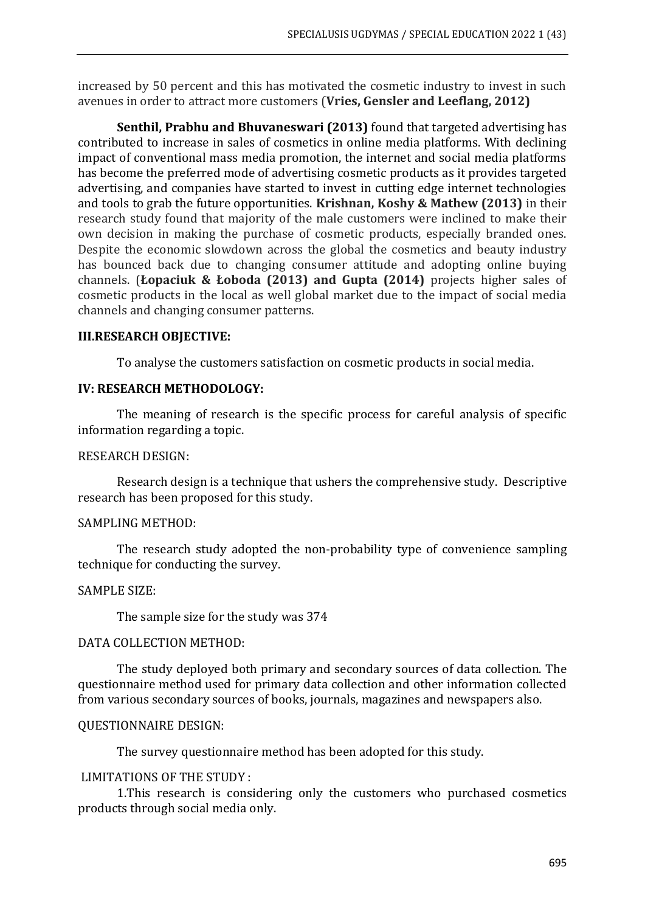increased by 50 percent and this has motivated the cosmetic industry to invest in such avenues in order to attract more customers (**Vries, Gensler and Leeflang, 2012)**

**Senthil, Prabhu and Bhuvaneswari (2013)** found that targeted advertising has contributed to increase in sales of cosmetics in online media platforms. With declining impact of conventional mass media promotion, the internet and social media platforms has become the preferred mode of advertising cosmetic products as it provides targeted advertising, and companies have started to invest in cutting edge internet technologies and tools to grab the future opportunities. **Krishnan, Koshy & Mathew (2013)** in their research study found that majority of the male customers were inclined to make their own decision in making the purchase of cosmetic products, especially branded ones. Despite the economic slowdown across the global the cosmetics and beauty industry has bounced back due to changing consumer attitude and adopting online buying channels. (**Łopaciuk & Łoboda (2013) and Gupta (2014)** projects higher sales of cosmetic products in the local as well global market due to the impact of social media channels and changing consumer patterns.

**III.RESEARCH OBJECTIVE:**

To analyse the customers satisfaction on cosmetic products in social media.

**IV: RESEARCH METHODOLOGY:**

The meaning of research is the specific process for careful analysis of specific information regarding a topic.

RESEARCH DESIGN:

Research design is a technique that ushers the comprehensive study. Descriptive research has been proposed for this study.

SAMPLING METHOD:

The research study adopted the non-probability type of convenience sampling technique for conducting the survey.

SAMPLE SIZE:

The sample size for the study was 374

DATA COLLECTION METHOD:

The study deployed both primary and secondary sources of data collection. The questionnaire method used for primary data collection and other information collected from various secondary sources of books, journals, magazines and newspapers also.

QUESTIONNAIRE DESIGN:

The survey questionnaire method has been adopted for this study.

LIMITATIONS OF THE STUDY :

1.This research is considering only the customers who purchased cosmetics products through social media only.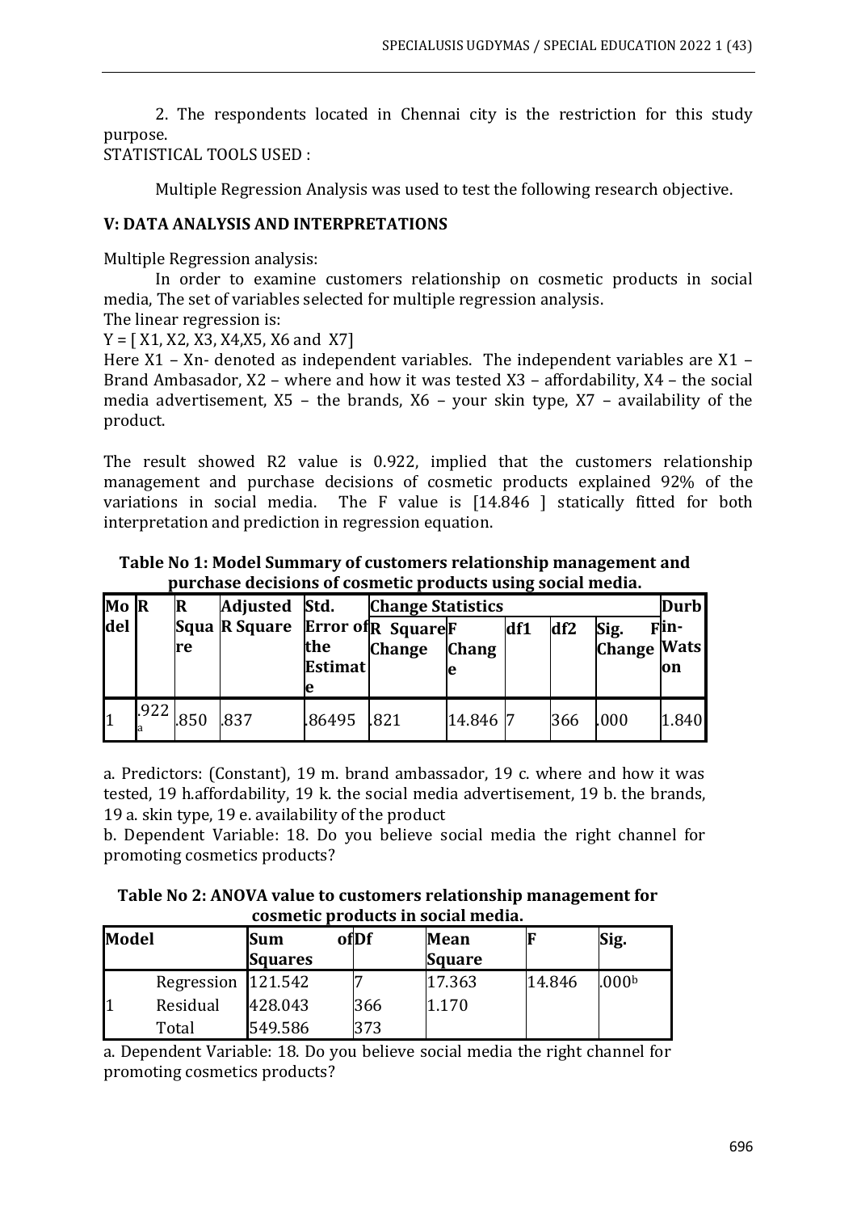2. The respondents located in Chennai city is the restriction for this study purpose.

STATISTICAL TOOLS USED :

Multiple Regression Analysis was used to test the following research objective.

### V: DATA ANALYSIS AND INTERPRETATIONS

Multiple Regression analysis:

In order to examine customers relationship on cosmetic products in social media, The set of variables selected for multiple regression analysis.

The linear regression is:

Y = [ X1, X2, X3, X4,X5, X6 and X7]

Here X1 – Xn- denoted as independent variables. The independent variables are X1 – Brand Ambasador, X2 – where and how it was tested X3 – affordability, X4 – the social media advertisement, X5 – the brands, X6 – your skin type, X7 – availability of the product.

The result showed R2 value is 0.922, implied that the customers relationship management and purchase decisions of cosmetic products explained 92% of the variations in social media. The F value is [14.846 ] statically fitted for both interpretation and prediction in regression equation.

**Table No 1: Model Summary of customers relationship management and purchase decisions of cosmetic products using social media.**

| Model | R | R Square | Adjusted R Square | Std. Error of the Estimate | Change Statistics | | | | | Durbin-Watson |
|---|---|---|---|---|---|---|---|---|---|---|
| | | | | | R Square Change | F Change | df1 | df2 | Sig. F Change | |
| 1 | .922[a] | .850 | .837 | .86495 | .821 | 14.846 | 7 | 366 | .000 | 1.840 |

a. Predictors: (Constant), 19 m. brand ambassador, 19 c. where and how it was tested, 19 h.affordability, 19 k. the social media advertisement, 19 b. the brands, 19 a. skin type, 19 e. availability of the product

b. Dependent Variable: 18. Do you believe social media the right channel for promoting cosmetics products?

**Table No 2: ANOVA value to customers relationship management for cosmetic products in social media.**

| Model | | Sum of Squares | Df | Mean Square | F | Sig. |
|---|---|---|---|---|---|---|
| 1 | Regression | 121.542 | 7 | 17.363 | 14.846 | .000[b] |
| | Residual | 428.043 | 366 | 1.170 | | |
| | Total | 549.586 | 373 | | | |

a. Dependent Variable: 18. Do you believe social media the right channel for promoting cosmetics products?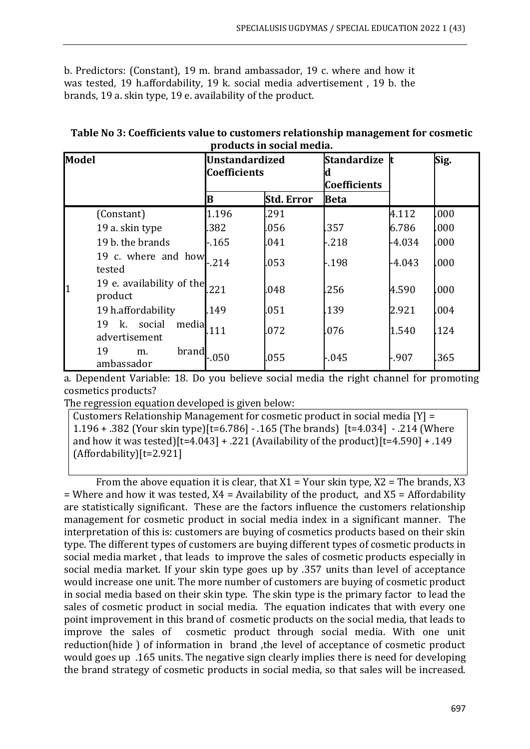b. Predictors: (Constant), 19 m. brand ambassador, 19 c. where and how it was tested, 19 h.affordability, 19 k. social media advertisement , 19 b. the brands, 19 a. skin type, 19 e. availability of the product.

**Table No 3: Coefficients value to customers relationship management for cosmetic products in social media.**

| Model | | Unstandardized Coefficients | | Standardized Coefficients | t | Sig. |
|---|---|---|---|---|---|---|
| | | B | Std. Error | Beta | | |
| 1 | (Constant) | 1.196 | .291 | | 4.112 | .000 |
| | 19 a. skin type | .382 | .056 | .357 | 6.786 | .000 |
| | 19 b. the brands | -.165 | .041 | -.218 | -4.034 | .000 |
| | 19 c. where and how tested | -.214 | .053 | -.198 | -4.043 | .000 |
| | 19 e. availability of the product | .221 | .048 | .256 | 4.590 | .000 |
| | 19 h.affordability | .149 | .051 | .139 | 2.921 | .004 |
| | 19 k. social media advertisement | .111 | .072 | .076 | 1.540 | .124 |
| | 19 m. brand ambassador | -.050 | .055 | -.045 | -.907 | .365 |

a. Dependent Variable: 18. Do you believe social media the right channel for promoting cosmetics products?

The regression equation developed is given below:

Customers Relationship Management for cosmetic product in social media [Y] = 1.196 + .382 (Your skin type)[t=6.786] - .165 (The brands) [t=4.034] - .214 (Where and how it was tested)[t=4.043] + .221 (Availability of the product)[t=4.590] + .149 (Affordability)[t=2.921]

From the above equation it is clear, that $X1$ = Your skin type, $X2$ = The brands, $X3$ = Where and how it was tested, $X4$ = Availability of the product, and $X5$ = Affordability are statistically significant. These are the factors influence the customers relationship management for cosmetic product in social media index in a significant manner. The interpretation of this is: customers are buying of cosmetics products based on their skin type. The different types of customers are buying different types of cosmetic products in social media market , that leads to improve the sales of cosmetic products especially in social media market. If your skin type goes up by .357 units than level of acceptance would increase one unit. The more number of customers are buying of cosmetic product in social media based on their skin type. The skin type is the primary factor to lead the sales of cosmetic product in social media. The equation indicates that with every one point improvement in this brand of cosmetic products on the social media, that leads to improve the sales of cosmetic product through social media. With one unit reduction(hide ) of information in brand ,the level of acceptance of cosmetic product would goes up .165 units. The negative sign clearly implies there is need for developing the brand strategy of cosmetic products in social media, so that sales will be increased.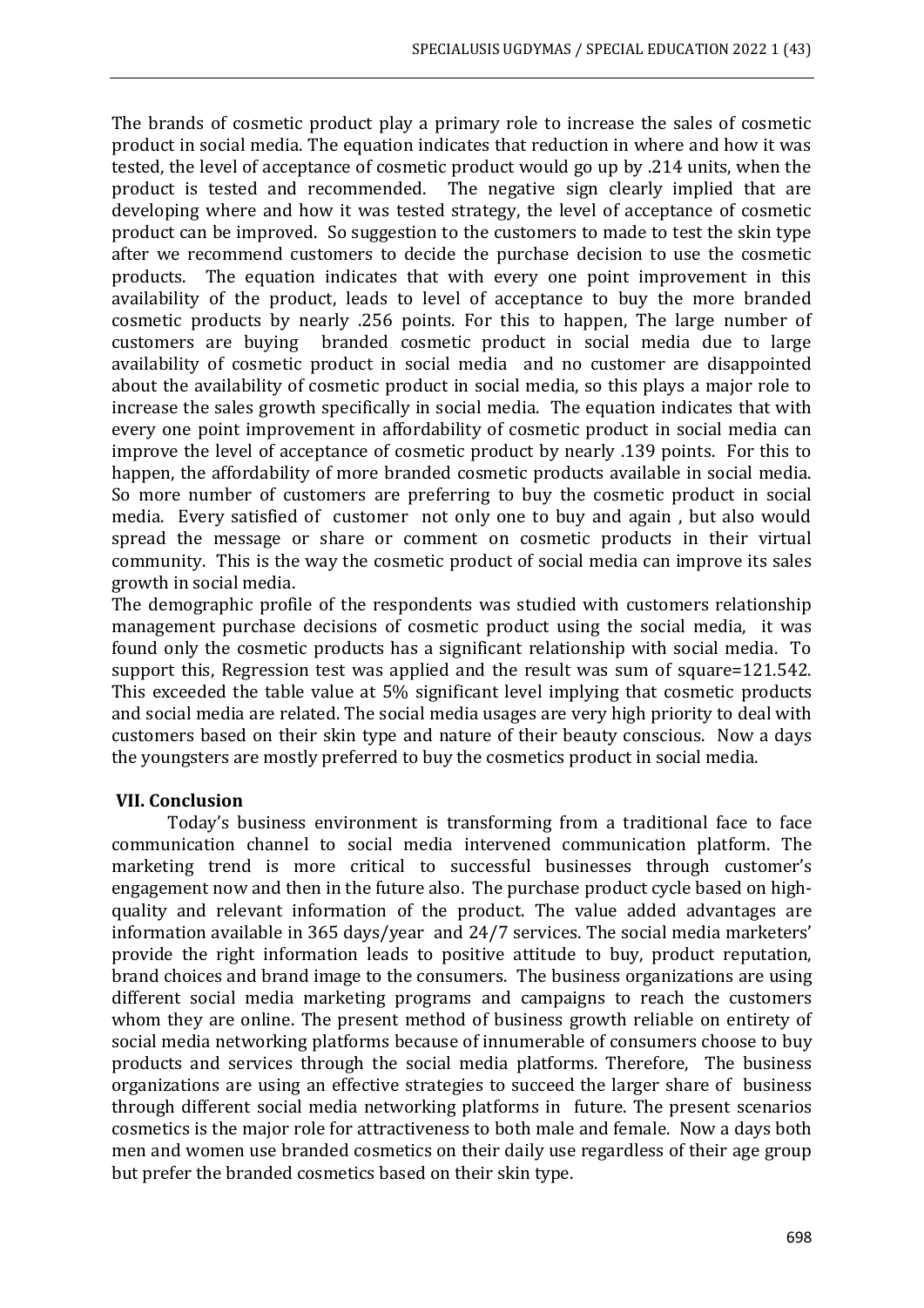The brands of cosmetic product play a primary role to increase the sales of cosmetic product in social media. The equation indicates that reduction in where and how it was tested, the level of acceptance of cosmetic product would go up by .214 units, when the product is tested and recommended. The negative sign clearly implied that are developing where and how it was tested strategy, the level of acceptance of cosmetic product can be improved. So suggestion to the customers to made to test the skin type after we recommend customers to decide the purchase decision to use the cosmetic products. The equation indicates that with every one point improvement in this availability of the product, leads to level of acceptance to buy the more branded cosmetic products by nearly .256 points. For this to happen, The large number of customers are buying branded cosmetic product in social media due to large availability of cosmetic product in social media and no customer are disappointed about the availability of cosmetic product in social media, so this plays a major role to increase the sales growth specifically in social media. The equation indicates that with every one point improvement in affordability of cosmetic product in social media can improve the level of acceptance of cosmetic product by nearly .139 points. For this to happen, the affordability of more branded cosmetic products available in social media. So more number of customers are preferring to buy the cosmetic product in social media. Every satisfied of customer not only one to buy and again , but also would spread the message or share or comment on cosmetic products in their virtual community. This is the way the cosmetic product of social media can improve its sales growth in social media.

The demographic profile of the respondents was studied with customers relationship management purchase decisions of cosmetic product using the social media, it was found only the cosmetic products has a significant relationship with social media. To support this, Regression test was applied and the result was sum of square=121.542. This exceeded the table value at 5% significant level implying that cosmetic products and social media are related. The social media usages are very high priority to deal with customers based on their skin type and nature of their beauty conscious. Now a days the youngsters are mostly preferred to buy the cosmetics product in social media.

## VII. Conclusion

Today's business environment is transforming from a traditional face to face communication channel to social media intervened communication platform. The marketing trend is more critical to successful businesses through customer's engagement now and then in the future also. The purchase product cycle based on high-quality and relevant information of the product. The value added advantages are information available in 365 days/year and 24/7 services. The social media marketers' provide the right information leads to positive attitude to buy, product reputation, brand choices and brand image to the consumers. The business organizations are using different social media marketing programs and campaigns to reach the customers whom they are online. The present method of business growth reliable on entirety of social media networking platforms because of innumerable of consumers choose to buy products and services through the social media platforms. Therefore, The business organizations are using an effective strategies to succeed the larger share of business through different social media networking platforms in future. The present scenarios cosmetics is the major role for attractiveness to both male and female. Now a days both men and women use branded cosmetics on their daily use regardless of their age group but prefer the branded cosmetics based on their skin type.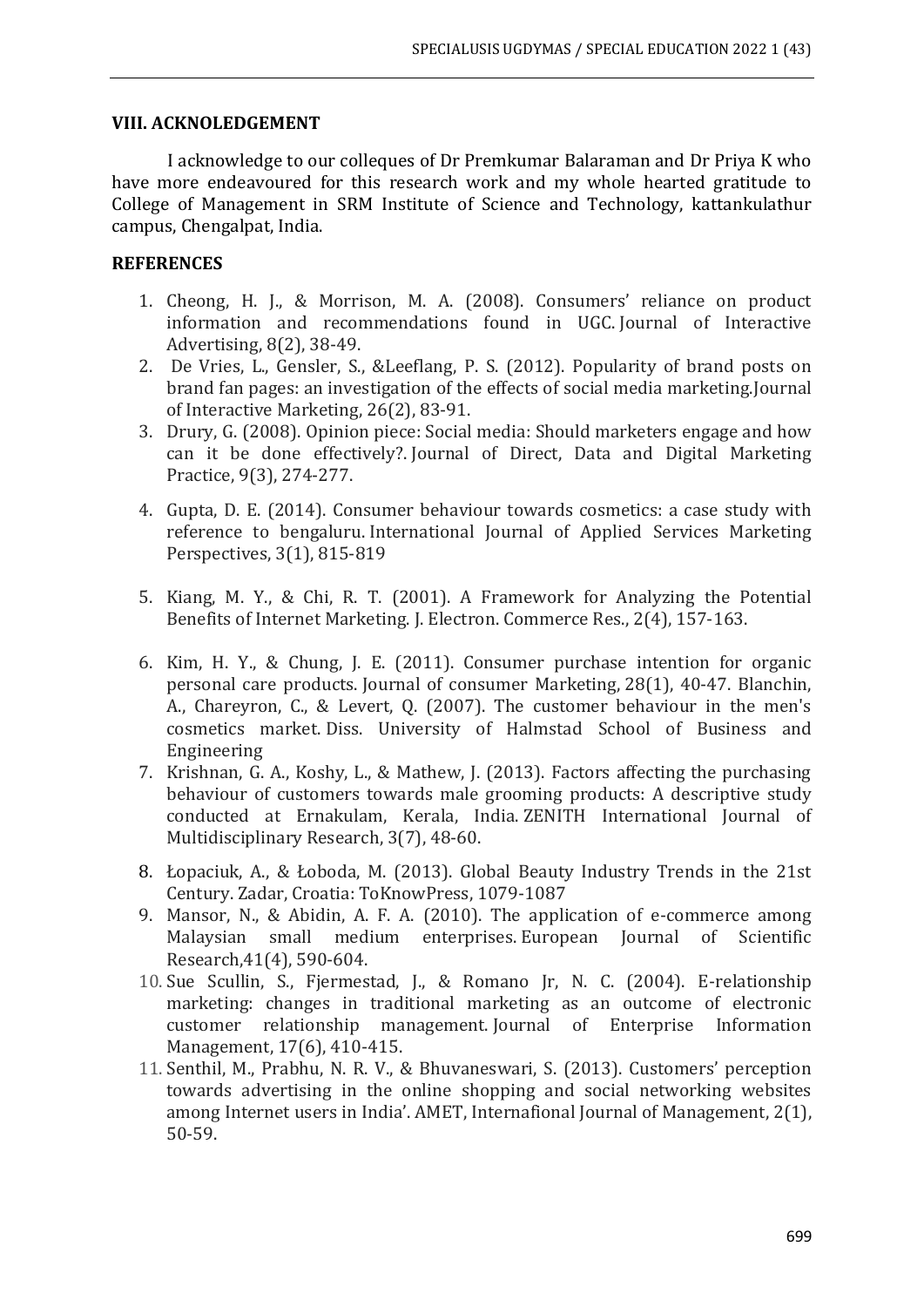## VIII. ACKNOLEDGEMENT

I acknowledge to our colleques of Dr Premkumar Balaraman and Dr Priya K who have more endeavoured for this research work and my whole hearted gratitude to College of Management in SRM Institute of Science and Technology, kattankulathur campus, Chengalpat, India.

## REFERENCES

1. Cheong, H. J., & Morrison, M. A. (2008). Consumers' reliance on product information and recommendations found in UGC. Journal of Interactive Advertising, 8(2), 38-49.
2. De Vries, L., Gensler, S., &Leeflang, P. S. (2012). Popularity of brand posts on brand fan pages: an investigation of the effects of social media marketing.Journal of Interactive Marketing, 26(2), 83-91.
3. Drury, G. (2008). Opinion piece: Social media: Should marketers engage and how can it be done effectively?. Journal of Direct, Data and Digital Marketing Practice, 9(3), 274-277.
4. Gupta, D. E. (2014). Consumer behaviour towards cosmetics: a case study with reference to bengaluru. International Journal of Applied Services Marketing Perspectives, 3(1), 815-819
5. Kiang, M. Y., & Chi, R. T. (2001). A Framework for Analyzing the Potential Benefits of Internet Marketing. J. Electron. Commerce Res., 2(4), 157-163.
6. Kim, H. Y., & Chung, J. E. (2011). Consumer purchase intention for organic personal care products. Journal of consumer Marketing, 28(1), 40-47. Blanchin, A., Chareyron, C., & Levert, Q. (2007). The customer behaviour in the men's cosmetics market. Diss. University of Halmstad School of Business and Engineering
7. Krishnan, G. A., Koshy, L., & Mathew, J. (2013). Factors affecting the purchasing behaviour of customers towards male grooming products: A descriptive study conducted at Ernakulam, Kerala, India. ZENITH International Journal of Multidisciplinary Research, 3(7), 48-60.
8. Łopaciuk, A., & Łoboda, M. (2013). Global Beauty Industry Trends in the 21st Century. Zadar, Croatia: ToKnowPress, 1079-1087
9. Mansor, N., & Abidin, A. F. A. (2010). The application of e-commerce among Malaysian small medium enterprises. European Journal of Scientific Research,41(4), 590-604.
10. Sue Scullin, S., Fjermestad, J., & Romano Jr, N. C. (2004). E-relationship marketing: changes in traditional marketing as an outcome of electronic customer relationship management. Journal of Enterprise Information Management, 17(6), 410-415.
11. Senthil, M., Prabhu, N. R. V., & Bhuvaneswari, S. (2013). Customers' perception towards advertising in the online shopping and social networking websites among Internet users in India'. AMET, Internafional Journal of Management, 2(1), 50-59.